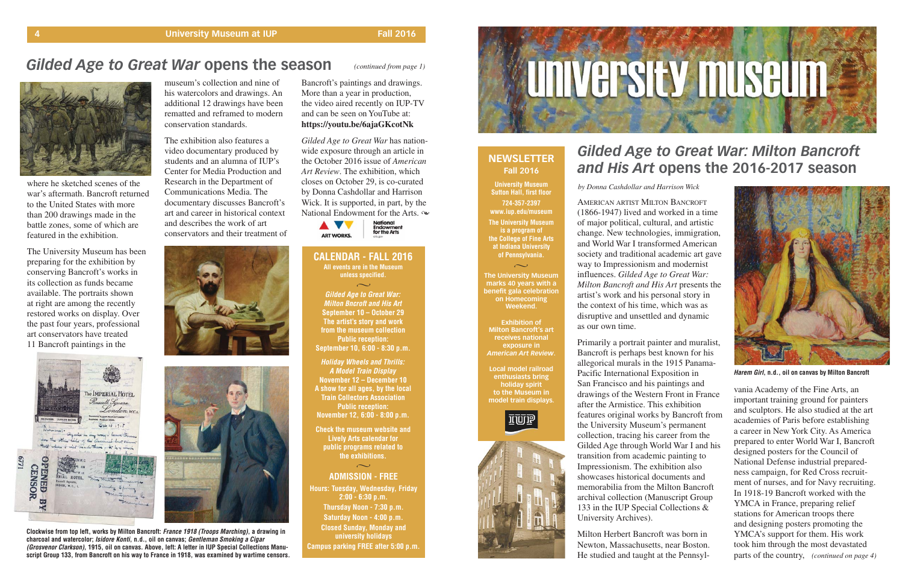# university museum

## NEWSLETTER
**Fall 2016**

**University Museum**
**Sutton Hall, first floor**
**724-357-2397**
**www.iup.edu/museum**

**The University Museum is a program of the College of Fine Arts at Indiana University of Pennsylvania.**

**The University Museum marks 40 years with a benefit gala celebration on Homecoming Weekend.**

**Exhibition of Milton Bancroft's art receives national exposure in *American Art Review*.**

**Local model railroad enthusiasts bring holiday spirit to the Museum in model train displays.**

## *Gilded Age to Great War: Milton Bancroft and His Art* opens the 2016-2017 season

*by Donna Cashdollar and Harrison Wick*

AMERICAN ARTIST MILTON BANCROFT (1866-1947) lived and worked in a time of major political, cultural, and artistic change. New technologies, immigration, and World War I transformed American society and traditional academic art gave way to Impressionism and modernist influences. *Gilded Age to Great War: Milton Bancroft and His Art* presents the artist's work and his personal story in the context of his time, which was as disruptive and unsettled and dynamic as our own time.

Primarily a portrait painter and muralist, Bancroft is perhaps best known for his allegorical murals in the 1915 Panama-Pacific International Exposition in San Francisco and his paintings and drawings of the Western Front in France after the Armistice. This exhibition features original works by Bancroft from the University Museum's permanent collection, tracing his career from the Gilded Age through World War I and his transition from academic painting to Impressionism. The exhibition also showcases historical documents and memorabilia from the Milton Bancroft archival collection (Manuscript Group 133 in the IUP Special Collections & University Archives).

Milton Herbert Bancroft was born in Newton, Massachusetts, near Boston. He studied and taught at the Pennsylvania Academy of the Fine Arts, an important training ground for painters and sculptors. He also studied at the art academies of Paris before establishing a career in New York City. As America prepared to enter World War I, Bancroft designed posters for the Council of National Defense industrial preparedness campaign, for Red Cross recruitment of nurses, and for Navy recruiting. In 1918-19 Bancroft worked with the YMCA in France, preparing relief stations for American troops there and designing posters promoting the YMCA's support for them. His work took him through the most devastated parts of the country, *(continued on page 4)*

***Harem Girl*, n.d., oil on canvas by Milton Bancroft**

## *Gilded Age to Great War* opens the season

*(continued from page 1)*

where he sketched scenes of the war's aftermath. Bancroft returned to the United States with more than 200 drawings made in the battle zones, some of which are featured in the exhibition.

The University Museum has been preparing for the exhibition by conserving Bancroft's works in its collection as funds became available. The portraits shown at right are among the recently restored works on display. Over the past four years, professional art conservators have treated 11 Bancroft paintings in the museum's collection and nine of his watercolors and drawings. An additional 12 drawings have been rematted and reframed to modern conservation standards.

The exhibition also features a video documentary produced by students and an alumna of IUP's Center for Media Production and Research in the Department of Communications Media. The documentary discusses Bancroft's art and career in historical context and describes the work of art conservators and their treatment of Bancroft's paintings and drawings. More than a year in production, the video aired recently on IUP-TV and can be seen on YouTube at: **https://youtu.be/6ajaGKcotNk**

*Gilded Age to Great War* has nationwide exposure through an article in the October 2016 issue of *American Art Review*. The exhibition, which closes on October 29, is co-curated by Donna Cashdollar and Harrison Wick. It is supported, in part, by the National Endowment for the Arts.

**Clockwise from top left, works by Milton Bancroft: *France 1918 (Troops Marching)*, a drawing in charcoal and watercolor; *Isidore Konti*, n.d., oil on canvas; *Gentleman Smoking a Cigar (Grosvenor Clarkson)*, 1915, oil on canvas. Above, left: A letter in IUP Special Collections Manuscript Group 133, from Bancroft on his way to France in 1918, was examined by wartime censors.**

## CALENDAR - FALL 2016

**All events are in the Museum unless specified.**

***Gilded Age to Great War: Milton Bncroft and His Art***
**September 10 – October 29**
**The artist's story and work from the museum collection**
**Public reception: September 10, 6:00 - 8:30 p.m.**

***Holiday Wheels and Thrills: A Model Train Display***
**November 12 – December 10**
**A show for all ages, by the local Train Collectors Association**
**Public reception: November 12, 6:00 - 8:00 p.m.**

**Check the museum website and Lively Arts calendar for public programs related to the exhibitions.**

## ADMISSION - FREE

**Hours: Tuesday, Wednesday, Friday 2:00 - 6:30 p.m.**
**Thursday Noon - 7:30 p.m.**
**Saturday Noon - 4:00 p.m.**
**Closed Sunday, Monday and university holidays**
**Campus parking FREE after 5:00 p.m.**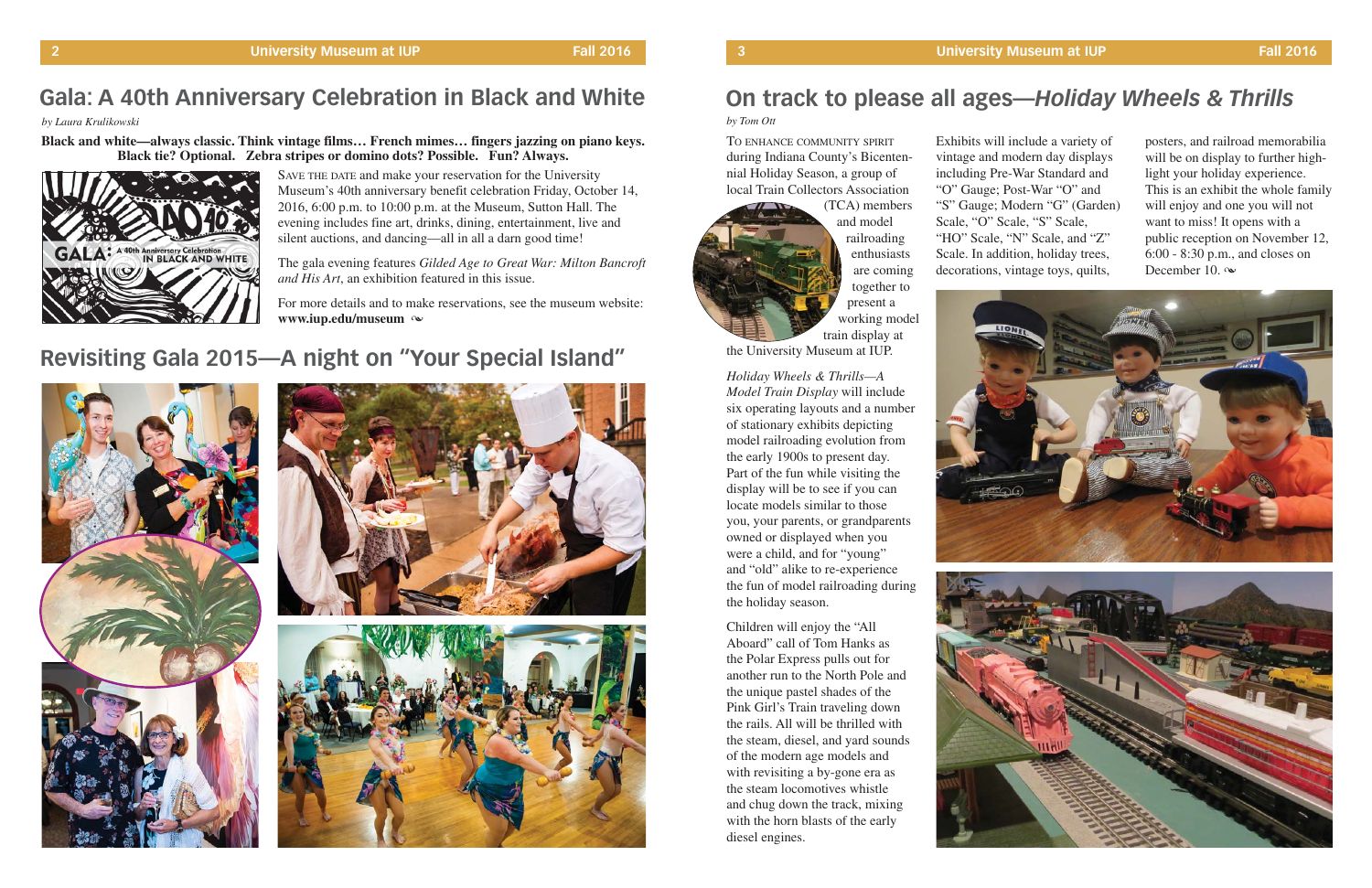# Gala: A 40th Anniversary Celebration in Black and White

*by Laura Krulikowski*

**Black and white—always classic. Think vintage films… French mimes… fingers jazzing on piano keys. Black tie? Optional. Zebra stripes or domino dots? Possible. Fun? Always.**

SAVE THE DATE and make your reservation for the University Museum's 40th anniversary benefit celebration Friday, October 14, 2016, 6:00 p.m. to 10:00 p.m. at the Museum, Sutton Hall. The evening includes fine art, drinks, dining, entertainment, live and silent auctions, and dancing—all in all a darn good time!

The gala evening features *Gilded Age to Great War: Milton Bancroft and His Art*, an exhibition featured in this issue.

For more details and to make reservations, see the museum website: **www.iup.edu/museum**

## Revisiting Gala 2015—A night on "Your Special Island"

# On track to please all ages—*Holiday Wheels & Thrills*

*by Tom Ott*

TO ENHANCE COMMUNITY SPIRIT during Indiana County's Bicentennial Holiday Season, a group of local Train Collectors Association (TCA) members and model railroading enthusiasts are coming together to present a working model train display at the University Museum at IUP.

*Holiday Wheels & Thrills—A Model Train Display* will include six operating layouts and a number of stationary exhibits depicting model railroading evolution from the early 1900s to present day. Part of the fun while visiting the display will be to see if you can locate models similar to those you, your parents, or grandparents owned or displayed when you were a child, and for "young" and "old" alike to re-experience the fun of model railroading during the holiday season.

Children will enjoy the "All Aboard" call of Tom Hanks as the Polar Express pulls out for another run to the North Pole and the unique pastel shades of the Pink Girl's Train traveling down the rails. All will be thrilled with the steam, diesel, and yard sounds of the modern age models and with revisiting a by-gone era as the steam locomotives whistle and chug down the track, mixing with the horn blasts of the early diesel engines.

Exhibits will include a variety of vintage and modern day displays including Pre-War Standard and "O" Gauge; Post-War "O" and "S" Gauge; Modern "G" (Garden) Scale, "O" Scale, "S" Scale, "HO" Scale, "N" Scale, and "Z" Scale. In addition, holiday trees, decorations, vintage toys, quilts, posters, and railroad memorabilia will be on display to further highlight your holiday experience. This is an exhibit the whole family will enjoy and one you will not want to miss! It opens with a public reception on November 12, 6:00 - 8:30 p.m., and closes on December 10.